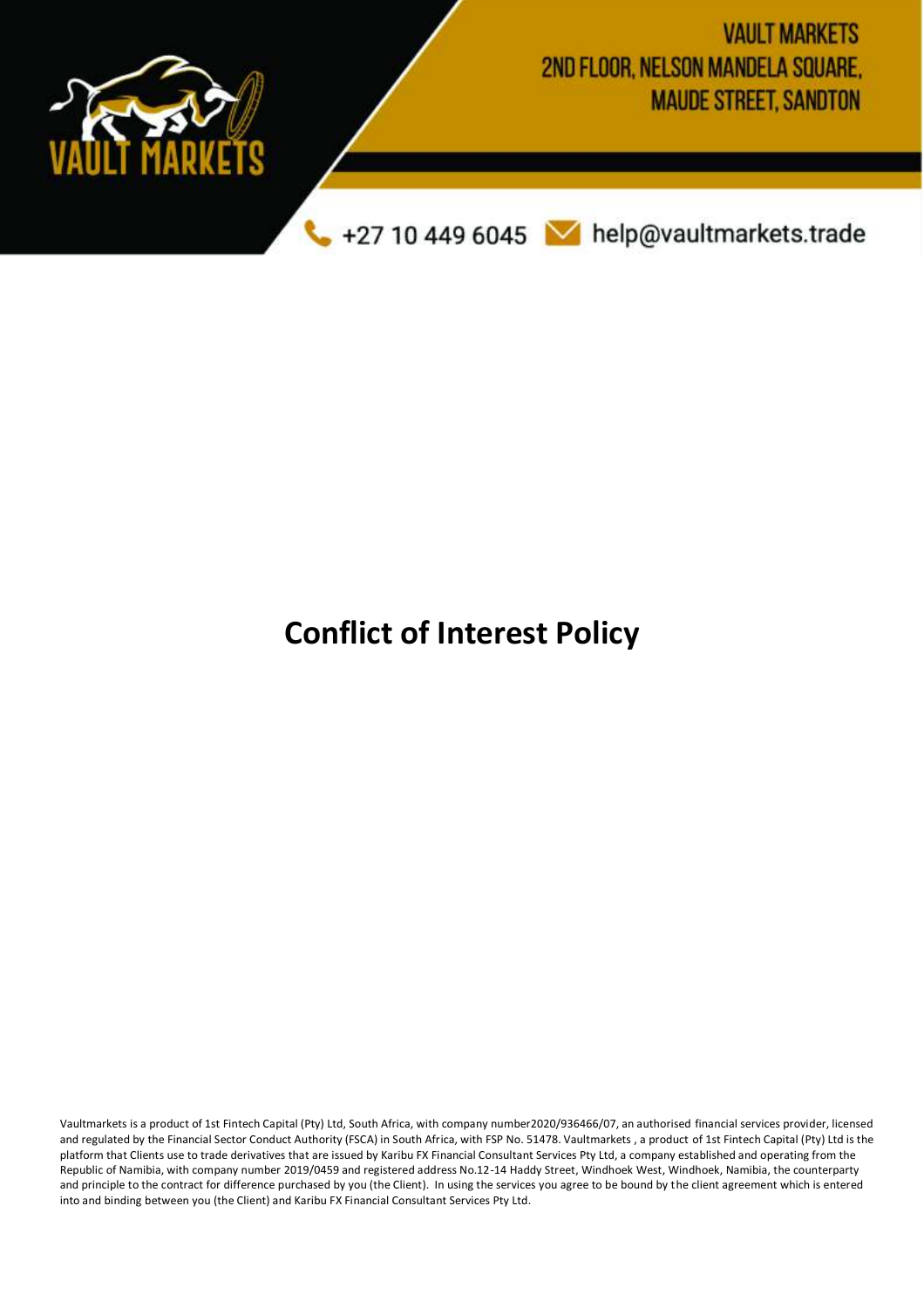VAULT MARKETS
2ND FLOOR, NELSON MANDELA SQUARE,
MAUDE STREET, SANDTON

+27 10 449 6045 help@vaultmarkets.trade

# Conflict of Interest Policy

Vaultmarkets is a product of 1st Fintech Capital (Pty) Ltd, South Africa, with company number2020/936466/07, an authorised financial services provider, licensed and regulated by the Financial Sector Conduct Authority (FSCA) in South Africa, with FSP No. 51478. Vaultmarkets , a product of 1st Fintech Capital (Pty) Ltd is the platform that Clients use to trade derivatives that are issued by Karibu FX Financial Consultant Services Pty Ltd, a company established and operating from the Republic of Namibia, with company number 2019/0459 and registered address No.12-14 Haddy Street, Windhoek West, Windhoek, Namibia, the counterparty and principle to the contract for difference purchased by you (the Client). In using the services you agree to be bound by the client agreement which is entered into and binding between you (the Client) and Karibu FX Financial Consultant Services Pty Ltd.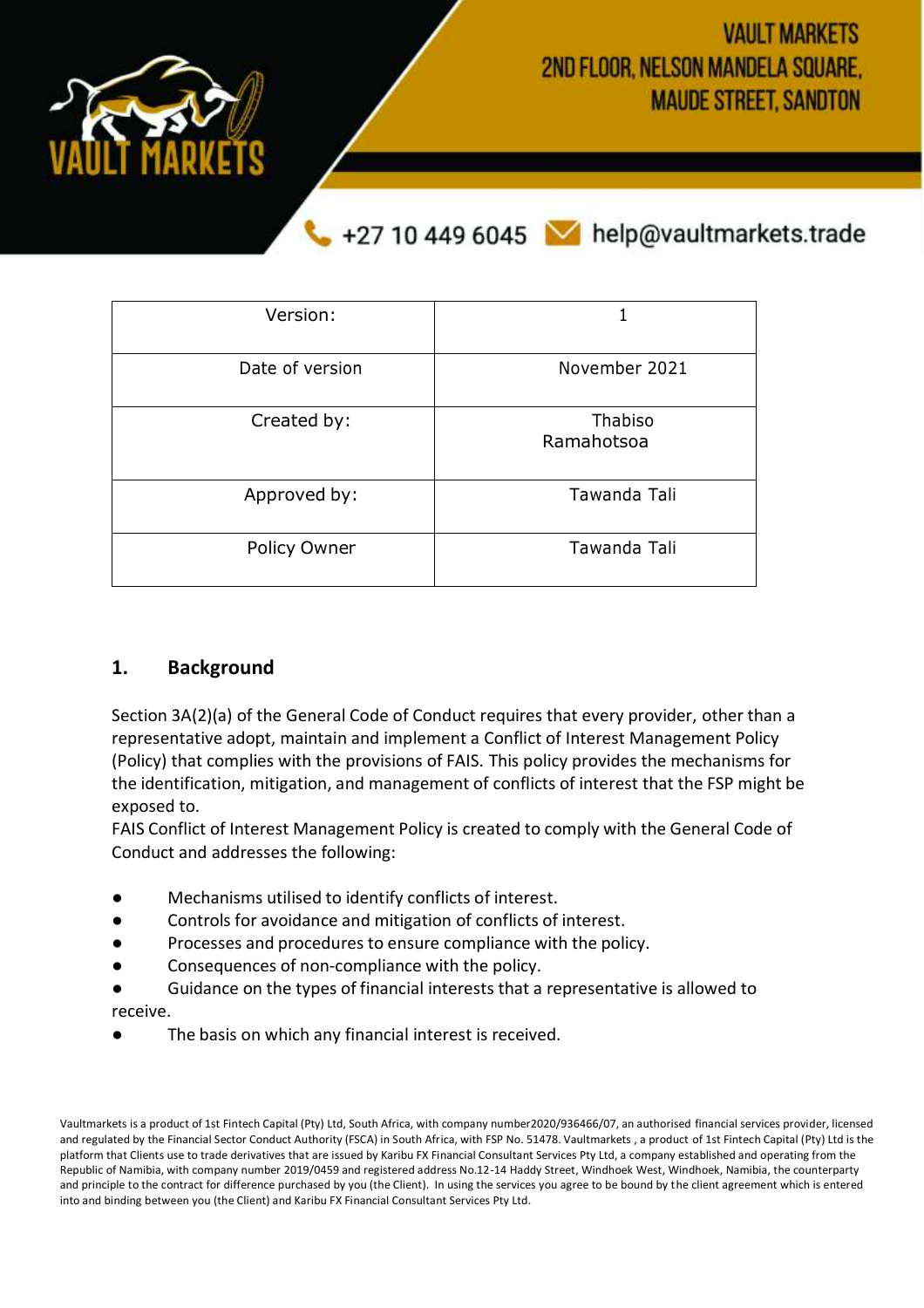| Version: | 1 |
| --- | --- |
| Date of version | November 2021 |
| Created by: | Thabiso Ramahotsoa |
| Approved by: | Tawanda Tali |
| Policy Owner | Tawanda Tali |

## 1. Background

Section 3A(2)(a) of the General Code of Conduct requires that every provider, other than a representative adopt, maintain and implement a Conflict of Interest Management Policy (Policy) that complies with the provisions of FAIS. This policy provides the mechanisms for the identification, mitigation, and management of conflicts of interest that the FSP might be exposed to.

FAIS Conflict of Interest Management Policy is created to comply with the General Code of Conduct and addresses the following:

- Mechanisms utilised to identify conflicts of interest.
- Controls for avoidance and mitigation of conflicts of interest.
- Processes and procedures to ensure compliance with the policy.
- Consequences of non-compliance with the policy.
- Guidance on the types of financial interests that a representative is allowed to receive.
- The basis on which any financial interest is received.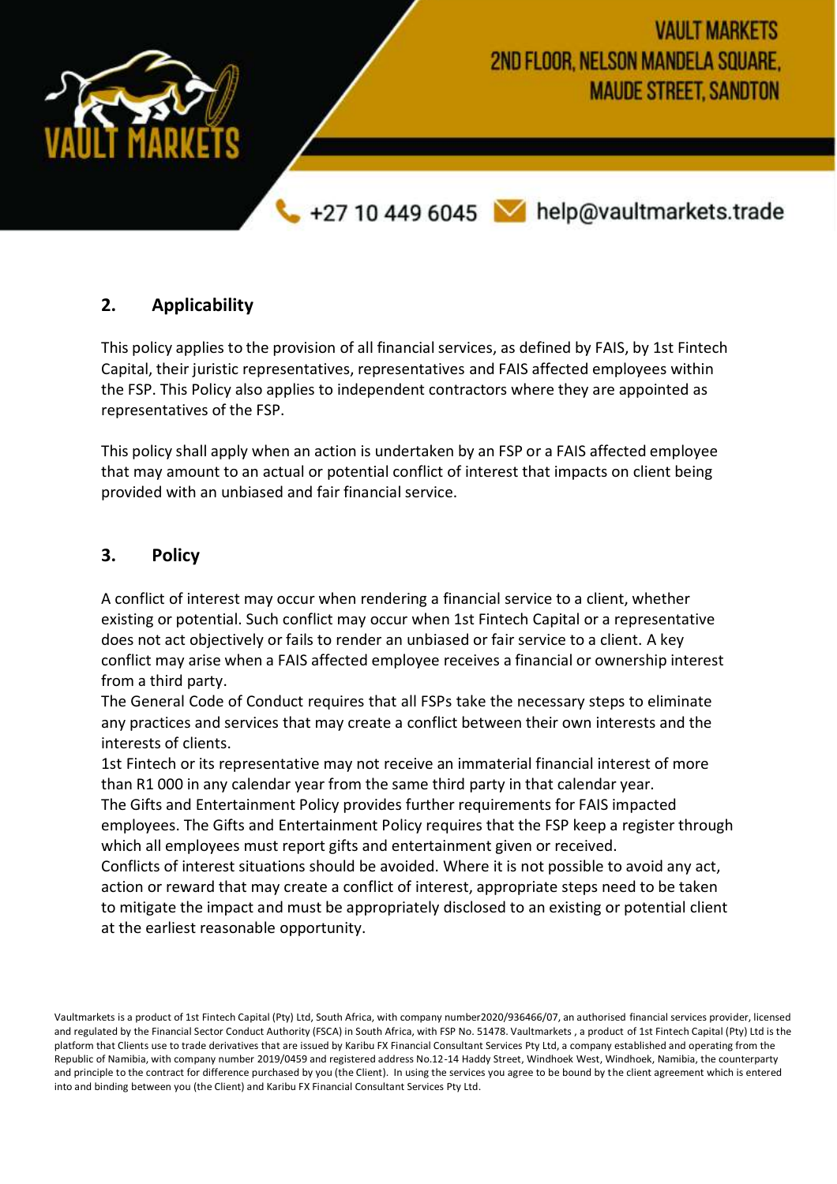## 2. Applicability

This policy applies to the provision of all financial services, as defined by FAIS, by 1st Fintech Capital, their juristic representatives, representatives and FAIS affected employees within the FSP. This Policy also applies to independent contractors where they are appointed as representatives of the FSP.

This policy shall apply when an action is undertaken by an FSP or a FAIS affected employee that may amount to an actual or potential conflict of interest that impacts on client being provided with an unbiased and fair financial service.

## 3. Policy

A conflict of interest may occur when rendering a financial service to a client, whether existing or potential. Such conflict may occur when 1st Fintech Capital or a representative does not act objectively or fails to render an unbiased or fair service to a client. A key conflict may arise when a FAIS affected employee receives a financial or ownership interest from a third party.

The General Code of Conduct requires that all FSPs take the necessary steps to eliminate any practices and services that may create a conflict between their own interests and the interests of clients.

1st Fintech or its representative may not receive an immaterial financial interest of more than R1 000 in any calendar year from the same third party in that calendar year.

The Gifts and Entertainment Policy provides further requirements for FAIS impacted employees. The Gifts and Entertainment Policy requires that the FSP keep a register through which all employees must report gifts and entertainment given or received.

Conflicts of interest situations should be avoided. Where it is not possible to avoid any act, action or reward that may create a conflict of interest, appropriate steps need to be taken to mitigate the impact and must be appropriately disclosed to an existing or potential client at the earliest reasonable opportunity.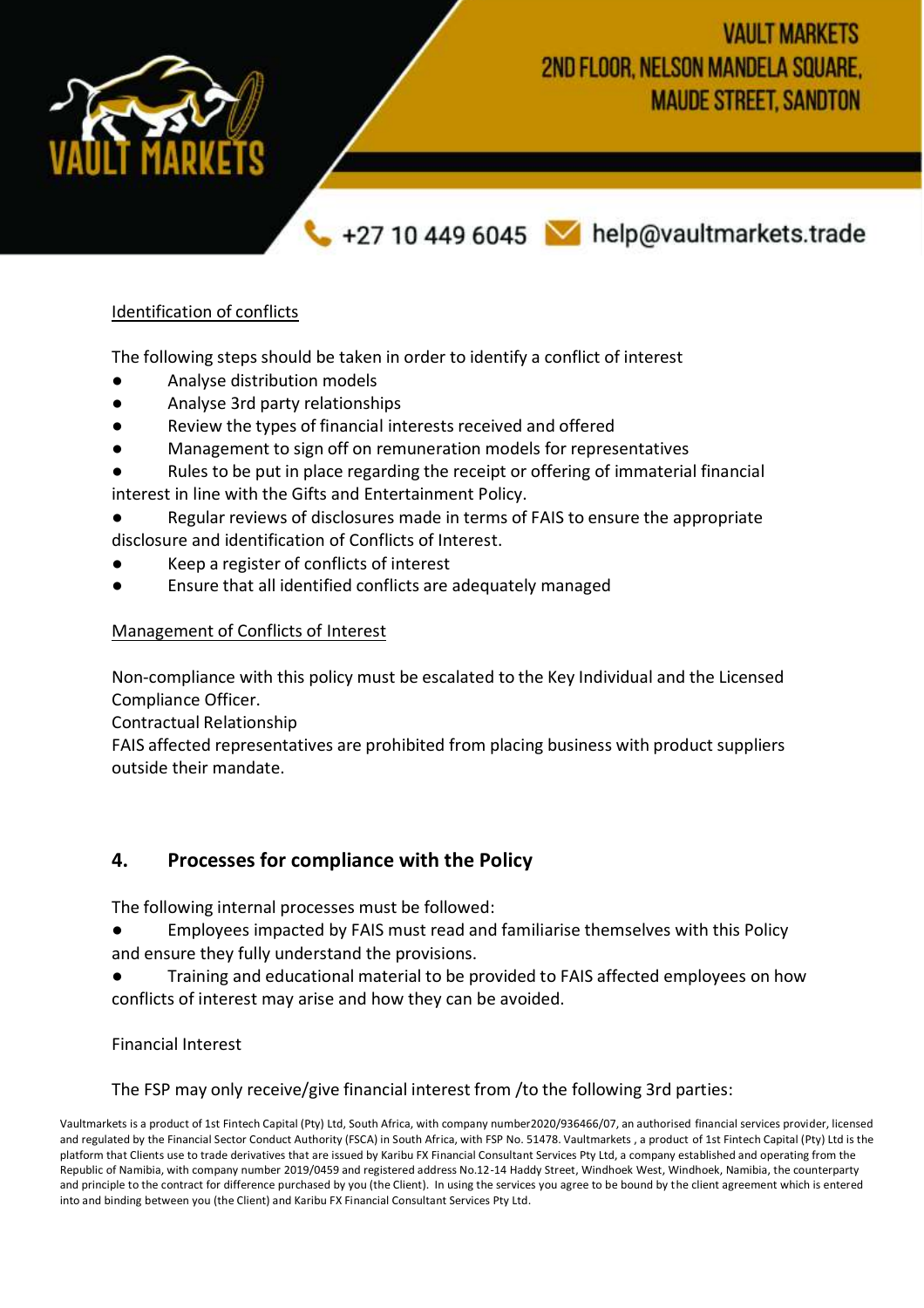Identification of conflicts

The following steps should be taken in order to identify a conflict of interest

- Analyse distribution models
- Analyse 3rd party relationships
- Review the types of financial interests received and offered
- Management to sign off on remuneration models for representatives
- Rules to be put in place regarding the receipt or offering of immaterial financial interest in line with the Gifts and Entertainment Policy.
- Regular reviews of disclosures made in terms of FAIS to ensure the appropriate disclosure and identification of Conflicts of Interest.
- Keep a register of conflicts of interest
- Ensure that all identified conflicts are adequately managed

Management of Conflicts of Interest

Non-compliance with this policy must be escalated to the Key Individual and the Licensed Compliance Officer.

Contractual Relationship

FAIS affected representatives are prohibited from placing business with product suppliers outside their mandate.

## 4. Processes for compliance with the Policy

The following internal processes must be followed:

- Employees impacted by FAIS must read and familiarise themselves with this Policy and ensure they fully understand the provisions.
- Training and educational material to be provided to FAIS affected employees on how conflicts of interest may arise and how they can be avoided.

Financial Interest

The FSP may only receive/give financial interest from /to the following 3rd parties: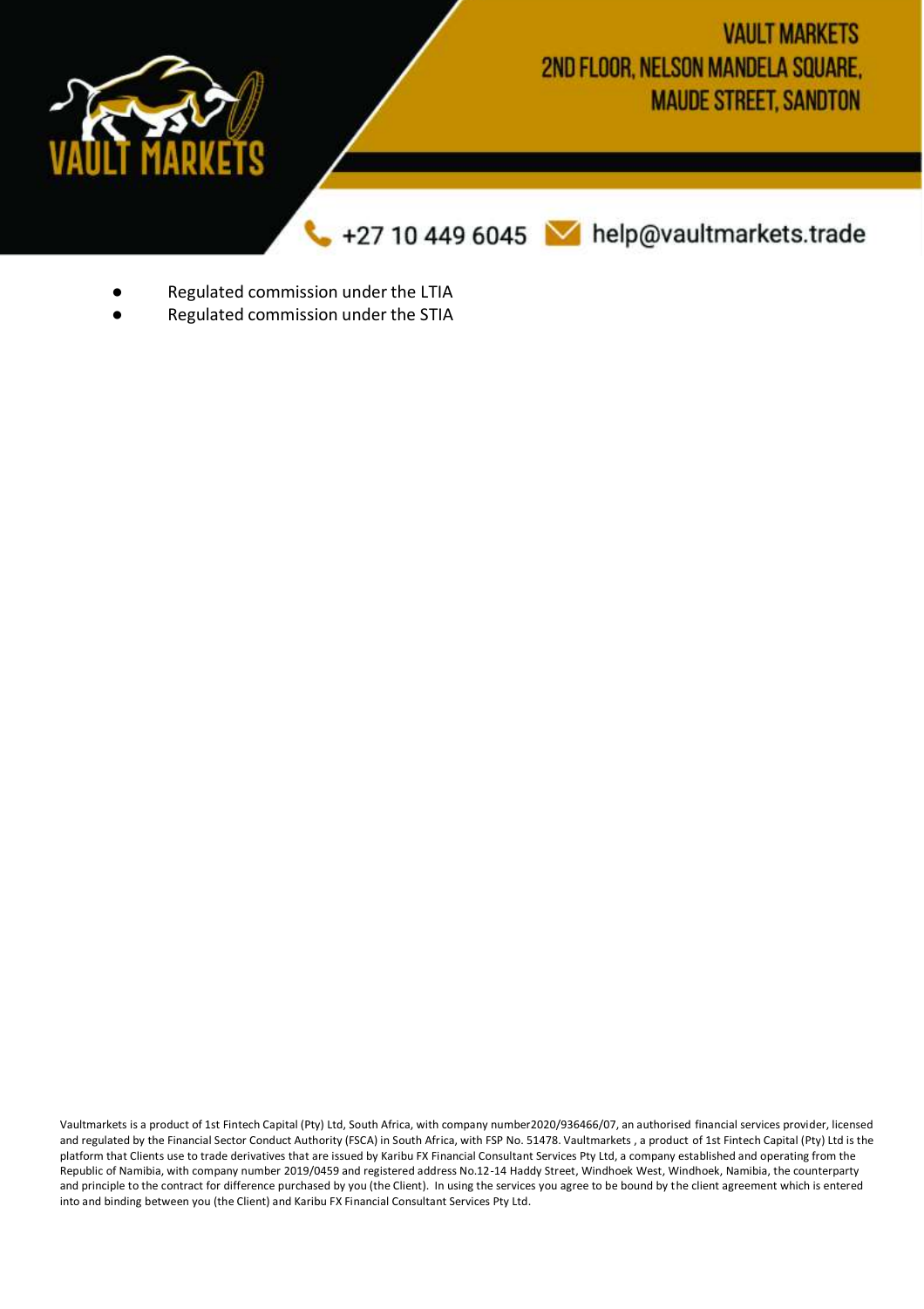- Regulated commission under the LTIA
- Regulated commission under the STIA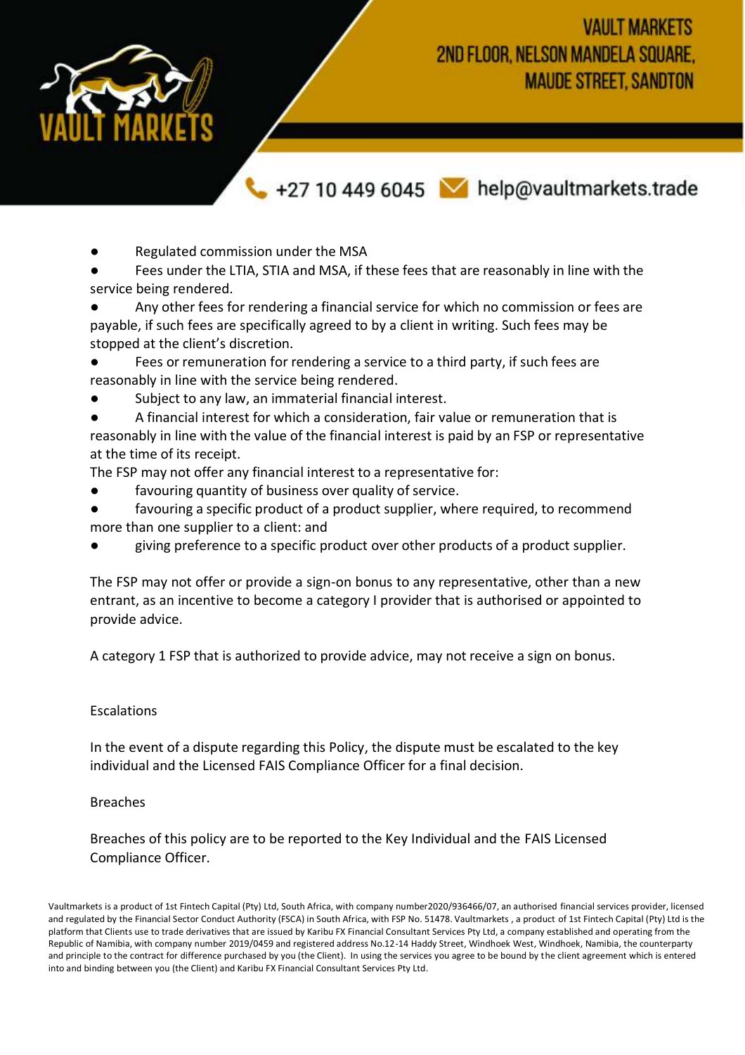- Regulated commission under the MSA
- Fees under the LTIA, STIA and MSA, if these fees that are reasonably in line with the service being rendered.
- Any other fees for rendering a financial service for which no commission or fees are payable, if such fees are specifically agreed to by a client in writing. Such fees may be stopped at the client's discretion.
- Fees or remuneration for rendering a service to a third party, if such fees are reasonably in line with the service being rendered.
- Subject to any law, an immaterial financial interest.
- A financial interest for which a consideration, fair value or remuneration that is reasonably in line with the value of the financial interest is paid by an FSP or representative at the time of its receipt.

The FSP may not offer any financial interest to a representative for:

- favouring quantity of business over quality of service.
- favouring a specific product of a product supplier, where required, to recommend more than one supplier to a client: and
- giving preference to a specific product over other products of a product supplier.

The FSP may not offer or provide a sign-on bonus to any representative, other than a new entrant, as an incentive to become a category I provider that is authorised or appointed to provide advice.

A category 1 FSP that is authorized to provide advice, may not receive a sign on bonus.

## Escalations

In the event of a dispute regarding this Policy, the dispute must be escalated to the key individual and the Licensed FAIS Compliance Officer for a final decision.

## Breaches

Breaches of this policy are to be reported to the Key Individual and the FAIS Licensed Compliance Officer.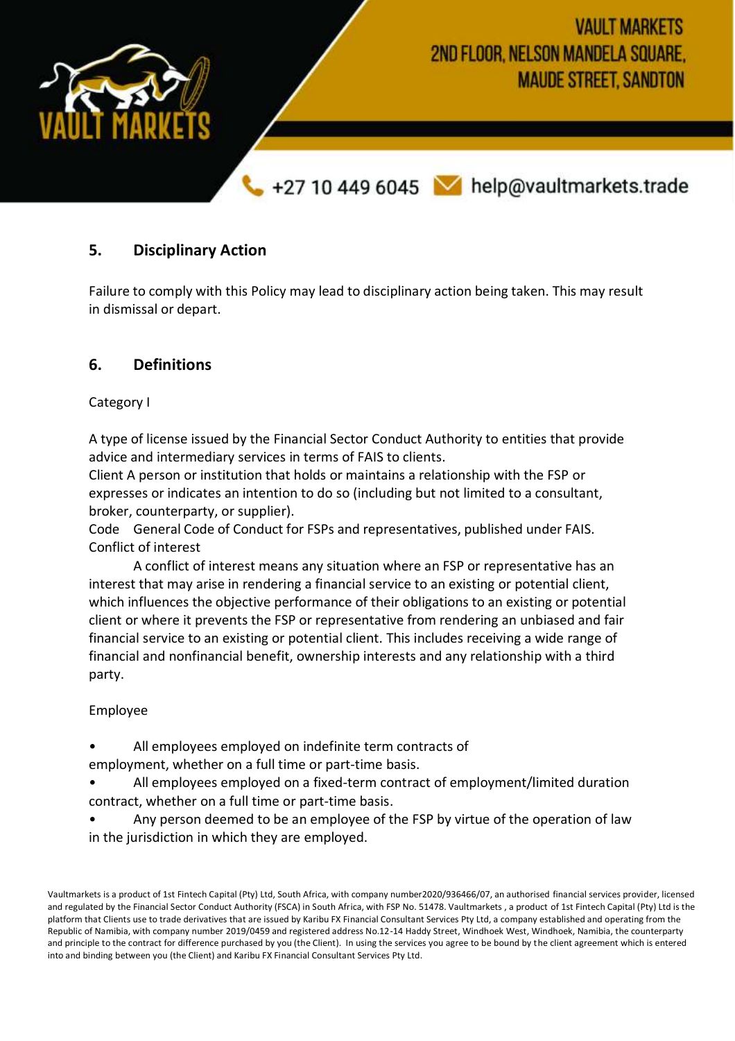## 5. Disciplinary Action

Failure to comply with this Policy may lead to disciplinary action being taken. This may result in dismissal or depart.

## 6. Definitions

Category I

A type of license issued by the Financial Sector Conduct Authority to entities that provide advice and intermediary services in terms of FAIS to clients.

Client A person or institution that holds or maintains a relationship with the FSP or expresses or indicates an intention to do so (including but not limited to a consultant, broker, counterparty, or supplier).

Code General Code of Conduct for FSPs and representatives, published under FAIS.

Conflict of interest

A conflict of interest means any situation where an FSP or representative has an interest that may arise in rendering a financial service to an existing or potential client, which influences the objective performance of their obligations to an existing or potential client or where it prevents the FSP or representative from rendering an unbiased and fair financial service to an existing or potential client. This includes receiving a wide range of financial and nonfinancial benefit, ownership interests and any relationship with a third party.

Employee

- All employees employed on indefinite term contracts of employment, whether on a full time or part-time basis.
- All employees employed on a fixed-term contract of employment/limited duration contract, whether on a full time or part-time basis.
- Any person deemed to be an employee of the FSP by virtue of the operation of law in the jurisdiction in which they are employed.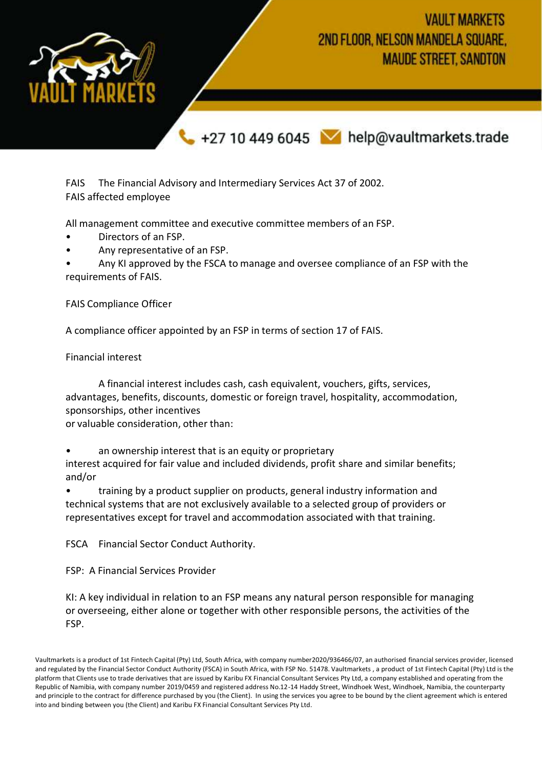FAIS The Financial Advisory and Intermediary Services Act 37 of 2002.

FAIS affected employee

All management committee and executive committee members of an FSP.

- Directors of an FSP.
- Any representative of an FSP.
- Any KI approved by the FSCA to manage and oversee compliance of an FSP with the requirements of FAIS.

FAIS Compliance Officer

A compliance officer appointed by an FSP in terms of section 17 of FAIS.

Financial interest

A financial interest includes cash, cash equivalent, vouchers, gifts, services, advantages, benefits, discounts, domestic or foreign travel, hospitality, accommodation, sponsorships, other incentives or valuable consideration, other than:

- an ownership interest that is an equity or proprietary interest acquired for fair value and included dividends, profit share and similar benefits; and/or
- training by a product supplier on products, general industry information and technical systems that are not exclusively available to a selected group of providers or representatives except for travel and accommodation associated with that training.

FSCA Financial Sector Conduct Authority.

FSP: A Financial Services Provider

KI: A key individual in relation to an FSP means any natural person responsible for managing or overseeing, either alone or together with other responsible persons, the activities of the FSP.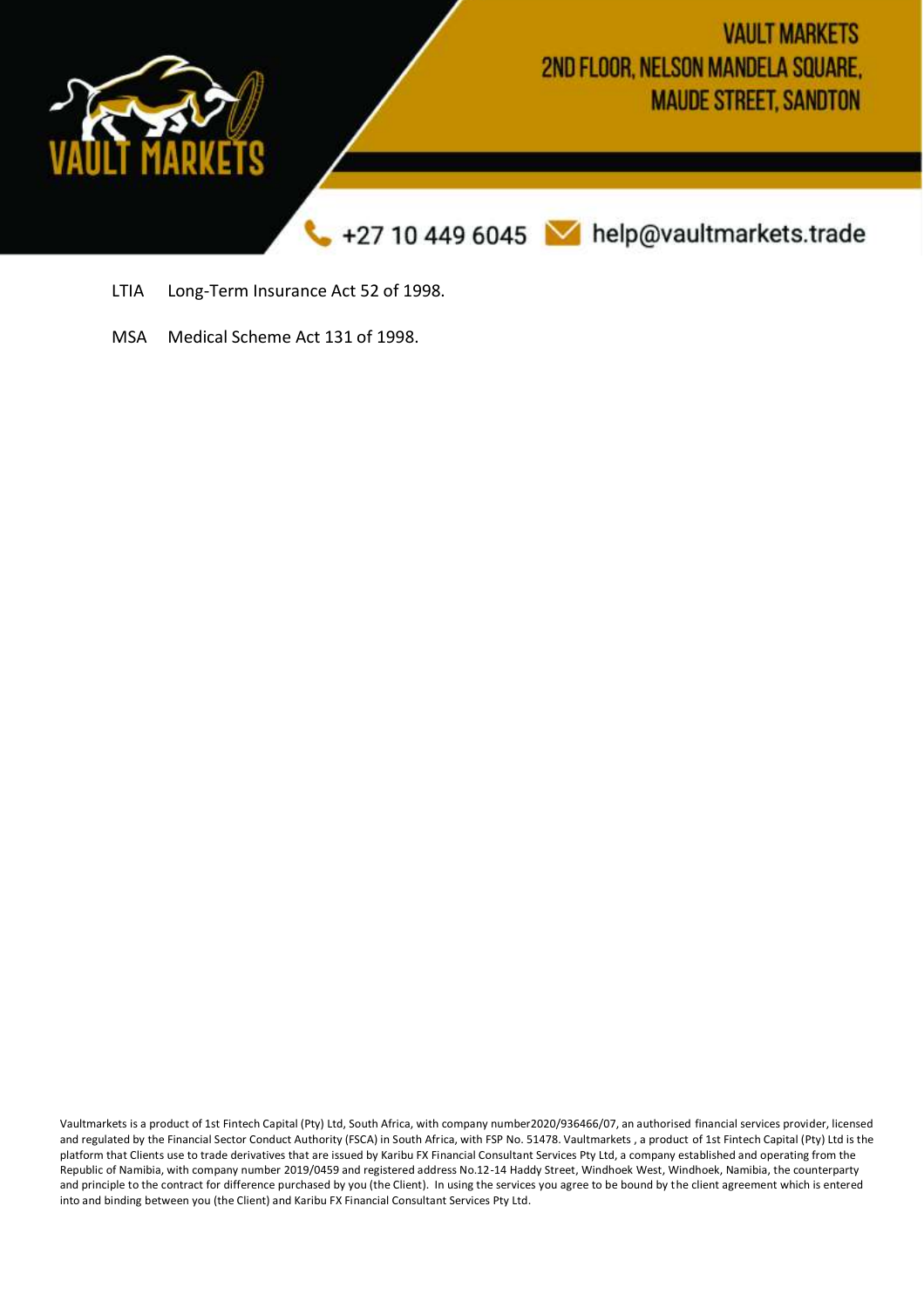| | |
|---|---|
| LTIA | Long-Term Insurance Act 52 of 1998. |
| MSA | Medical Scheme Act 131 of 1998. |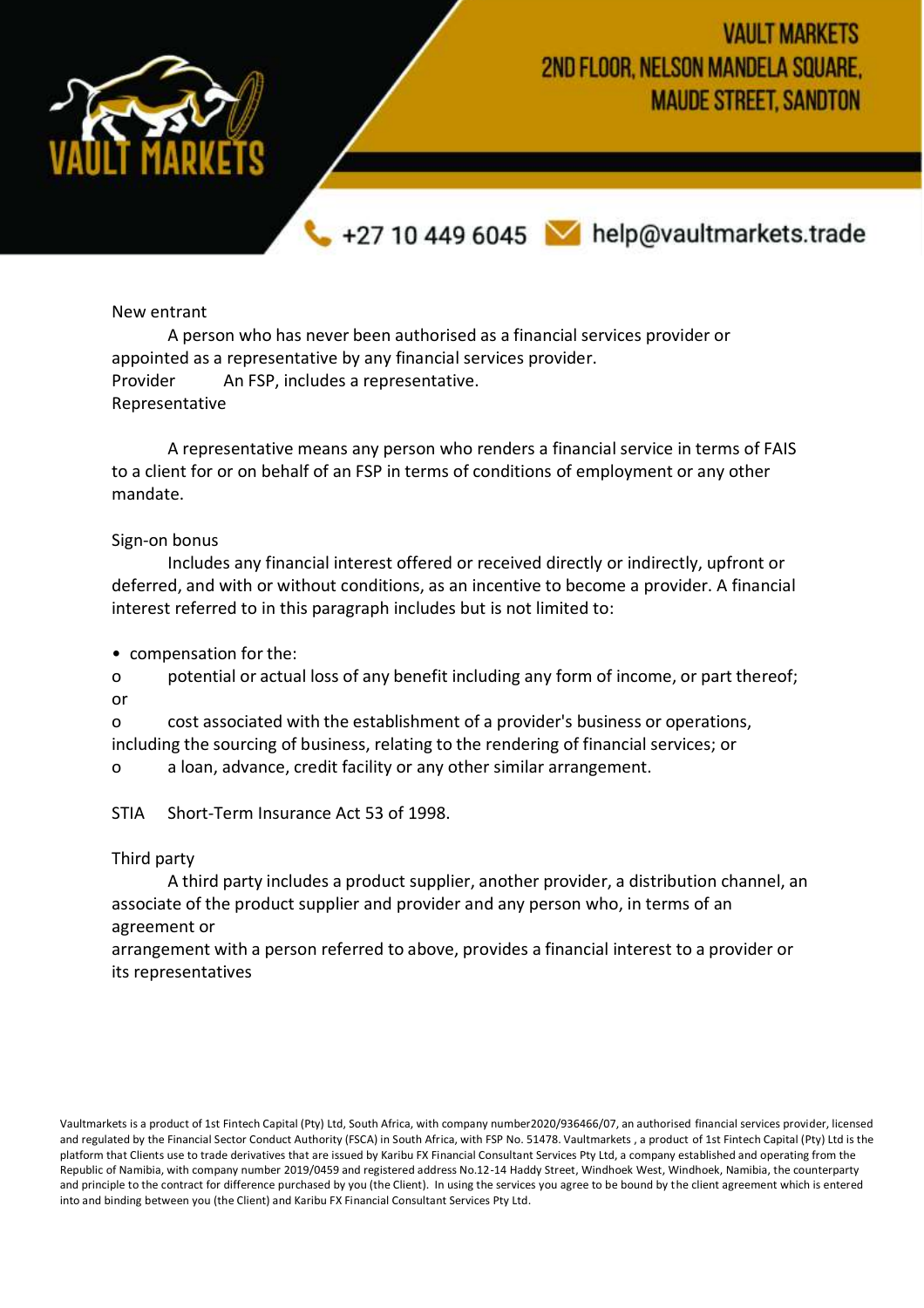New entrant

A person who has never been authorised as a financial services provider or appointed as a representative by any financial services provider.

Provider An FSP, includes a representative.

Representative

A representative means any person who renders a financial service in terms of FAIS to a client for or on behalf of an FSP in terms of conditions of employment or any other mandate.

Sign-on bonus

Includes any financial interest offered or received directly or indirectly, upfront or deferred, and with or without conditions, as an incentive to become a provider. A financial interest referred to in this paragraph includes but is not limited to:

- compensation for the:
  - potential or actual loss of any benefit including any form of income, or part thereof; or
  - cost associated with the establishment of a provider's business or operations, including the sourcing of business, relating to the rendering of financial services; or
  - a loan, advance, credit facility or any other similar arrangement.

STIA Short-Term Insurance Act 53 of 1998.

Third party

A third party includes a product supplier, another provider, a distribution channel, an associate of the product supplier and provider and any person who, in terms of an agreement or
arrangement with a person referred to above, provides a financial interest to a provider or its representatives